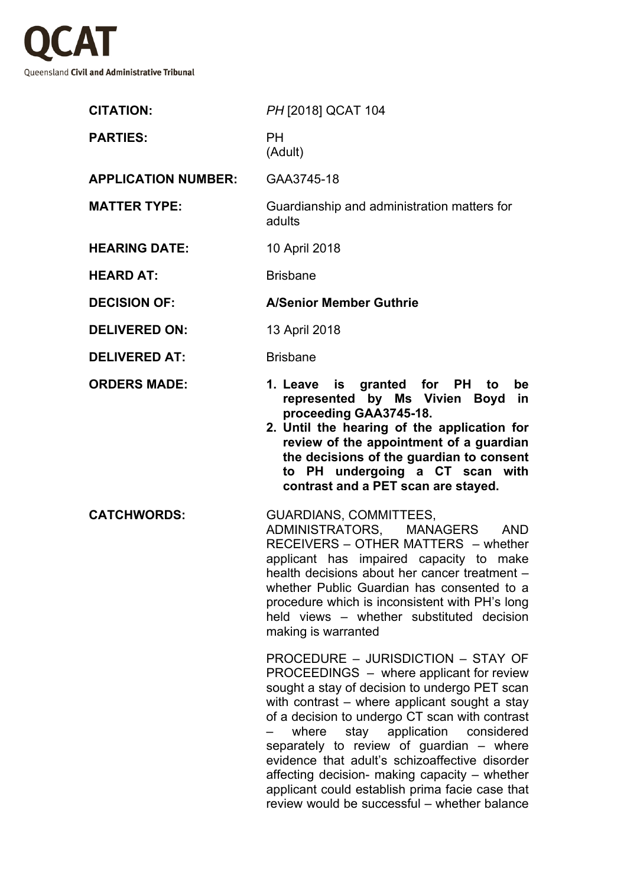# QCAT

Queensland **Civil and Administrative Tribunal**

| | |
|---|---|
| **CITATION:** | *PH* [2018] QCAT 104 |
| **PARTIES:** | PH<br>(Adult) |
| **APPLICATION NUMBER:** | GAA3745-18 |
| **MATTER TYPE:** | Guardianship and administration matters for adults |
| **HEARING DATE:** | 10 April 2018 |
| **HEARD AT:** | Brisbane |
| **DECISION OF:** | **A/Senior Member Guthrie** |
| **DELIVERED ON:** | 13 April 2018 |
| **DELIVERED AT:** | Brisbane |
| **ORDERS MADE:** | **1. Leave is granted for PH to be represented by Ms Vivien Boyd in proceeding GAA3745-18.**<br>**2. Until the hearing of the application for review of the appointment of a guardian the decisions of the guardian to consent to PH undergoing a CT scan with contrast and a PET scan are stayed.** |
| **CATCHWORDS:** | GUARDIANS, COMMITTEES, ADMINISTRATORS, MANAGERS AND RECEIVERS – OTHER MATTERS – whether applicant has impaired capacity to make health decisions about her cancer treatment – whether Public Guardian has consented to a procedure which is inconsistent with PH's long held views – whether substituted decision making is warranted<br><br>PROCEDURE – JURISDICTION – STAY OF PROCEEDINGS – where applicant for review sought a stay of decision to undergo PET scan with contrast – where applicant sought a stay of a decision to undergo CT scan with contrast – where stay application considered separately to review of guardian – where evidence that adult's schizoaffective disorder affecting decision- making capacity – whether applicant could establish prima facie case that review would be successful – whether balance |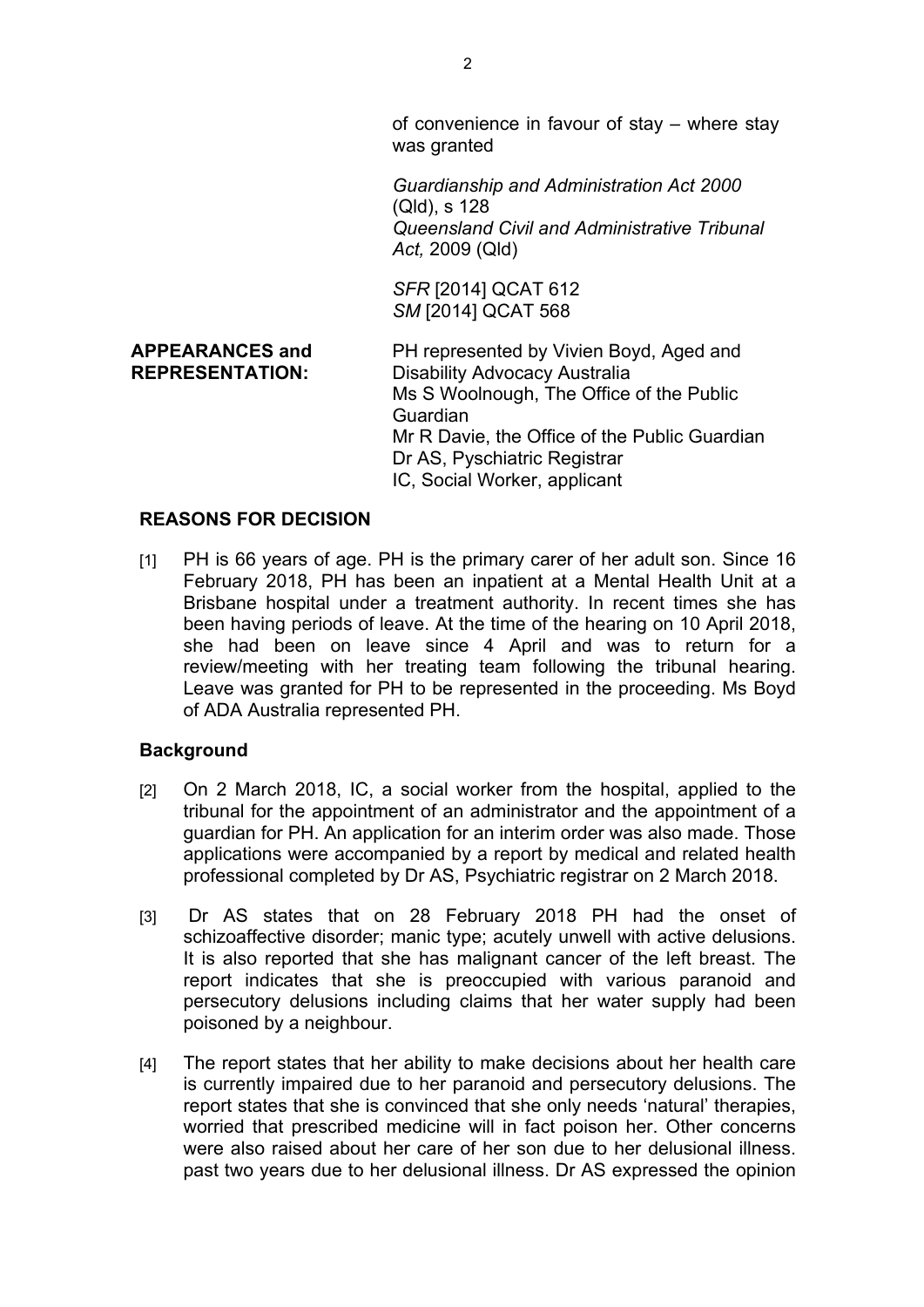of convenience in favour of stay – where stay was granted

*Guardianship and Administration Act 2000* (Qld), s 128
*Queensland Civil and Administrative Tribunal Act,* 2009 (Qld)

*SFR* [2014] QCAT 612
*SM* [2014] QCAT 568

**APPEARANCES and REPRESENTATION:**

PH represented by Vivien Boyd, Aged and Disability Advocacy Australia
Ms S Woolnough, The Office of the Public Guardian
Mr R Davie, the Office of the Public Guardian
Dr AS, Pyschiatric Registrar
IC, Social Worker, applicant

## REASONS FOR DECISION

[1] PH is 66 years of age. PH is the primary carer of her adult son. Since 16 February 2018, PH has been an inpatient at a Mental Health Unit at a Brisbane hospital under a treatment authority. In recent times she has been having periods of leave. At the time of the hearing on 10 April 2018, she had been on leave since 4 April and was to return for a review/meeting with her treating team following the tribunal hearing. Leave was granted for PH to be represented in the proceeding. Ms Boyd of ADA Australia represented PH.

## Background

[2] On 2 March 2018, IC, a social worker from the hospital, applied to the tribunal for the appointment of an administrator and the appointment of a guardian for PH. An application for an interim order was also made. Those applications were accompanied by a report by medical and related health professional completed by Dr AS, Psychiatric registrar on 2 March 2018.

[3] Dr AS states that on 28 February 2018 PH had the onset of schizoaffective disorder; manic type; acutely unwell with active delusions. It is also reported that she has malignant cancer of the left breast. The report indicates that she is preoccupied with various paranoid and persecutory delusions including claims that her water supply had been poisoned by a neighbour.

[4] The report states that her ability to make decisions about her health care is currently impaired due to her paranoid and persecutory delusions. The report states that she is convinced that she only needs 'natural' therapies, worried that prescribed medicine will in fact poison her. Other concerns were also raised about her care of her son due to her delusional illness. past two years due to her delusional illness. Dr AS expressed the opinion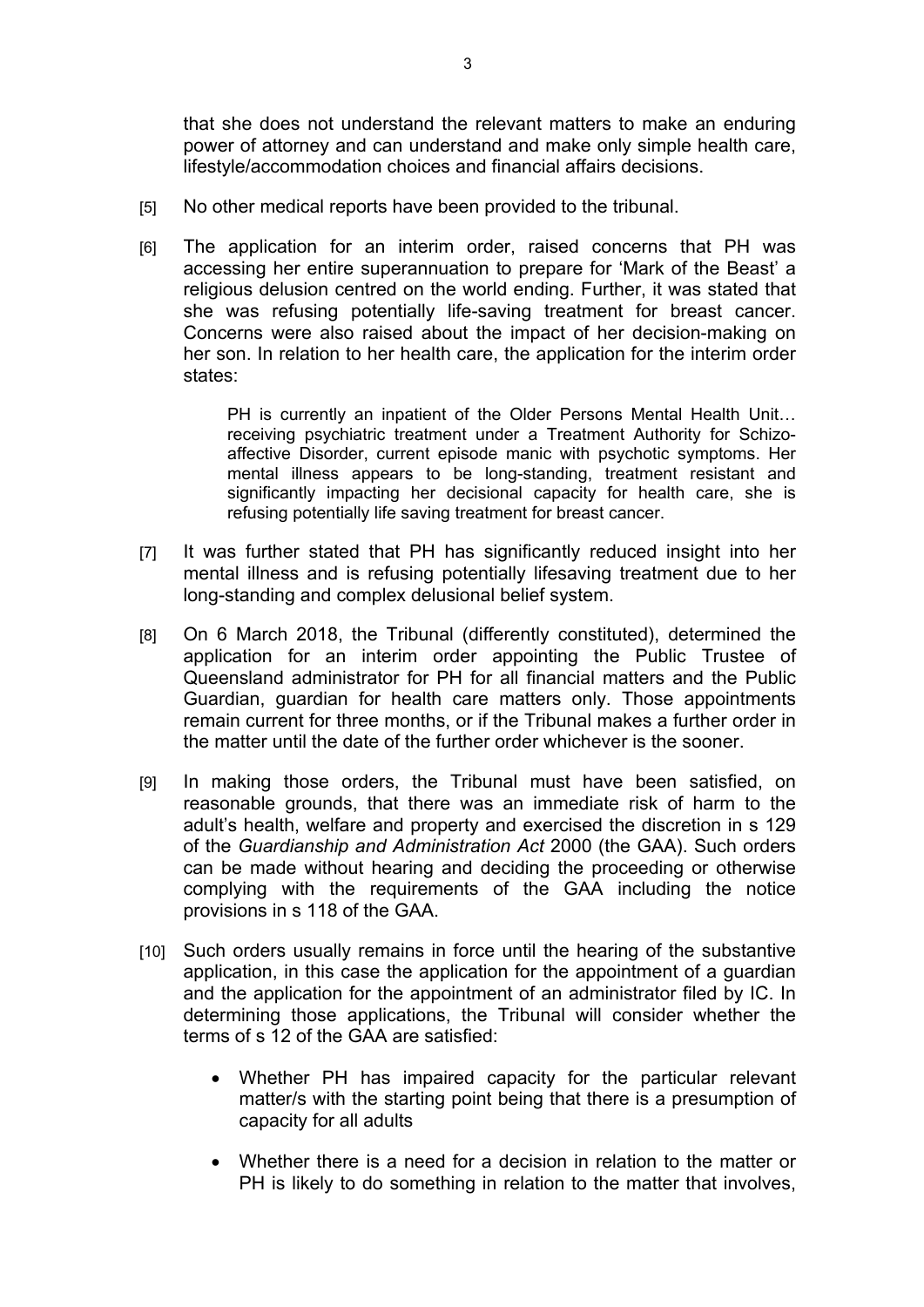that she does not understand the relevant matters to make an enduring power of attorney and can understand and make only simple health care, lifestyle/accommodation choices and financial affairs decisions.

[5] No other medical reports have been provided to the tribunal.

[6] The application for an interim order, raised concerns that PH was accessing her entire superannuation to prepare for 'Mark of the Beast' a religious delusion centred on the world ending. Further, it was stated that she was refusing potentially life-saving treatment for breast cancer. Concerns were also raised about the impact of her decision-making on her son. In relation to her health care, the application for the interim order states:

> PH is currently an inpatient of the Older Persons Mental Health Unit… receiving psychiatric treatment under a Treatment Authority for Schizo-affective Disorder, current episode manic with psychotic symptoms. Her mental illness appears to be long-standing, treatment resistant and significantly impacting her decisional capacity for health care, she is refusing potentially life saving treatment for breast cancer.

[7] It was further stated that PH has significantly reduced insight into her mental illness and is refusing potentially lifesaving treatment due to her long-standing and complex delusional belief system.

[8] On 6 March 2018, the Tribunal (differently constituted), determined the application for an interim order appointing the Public Trustee of Queensland administrator for PH for all financial matters and the Public Guardian, guardian for health care matters only. Those appointments remain current for three months, or if the Tribunal makes a further order in the matter until the date of the further order whichever is the sooner.

[9] In making those orders, the Tribunal must have been satisfied, on reasonable grounds, that there was an immediate risk of harm to the adult's health, welfare and property and exercised the discretion in s 129 of the *Guardianship and Administration Act* 2000 (the GAA). Such orders can be made without hearing and deciding the proceeding or otherwise complying with the requirements of the GAA including the notice provisions in s 118 of the GAA.

[10] Such orders usually remains in force until the hearing of the substantive application, in this case the application for the appointment of a guardian and the application for the appointment of an administrator filed by IC. In determining those applications, the Tribunal will consider whether the terms of s 12 of the GAA are satisfied:

- Whether PH has impaired capacity for the particular relevant matter/s with the starting point being that there is a presumption of capacity for all adults
- Whether there is a need for a decision in relation to the matter or PH is likely to do something in relation to the matter that involves,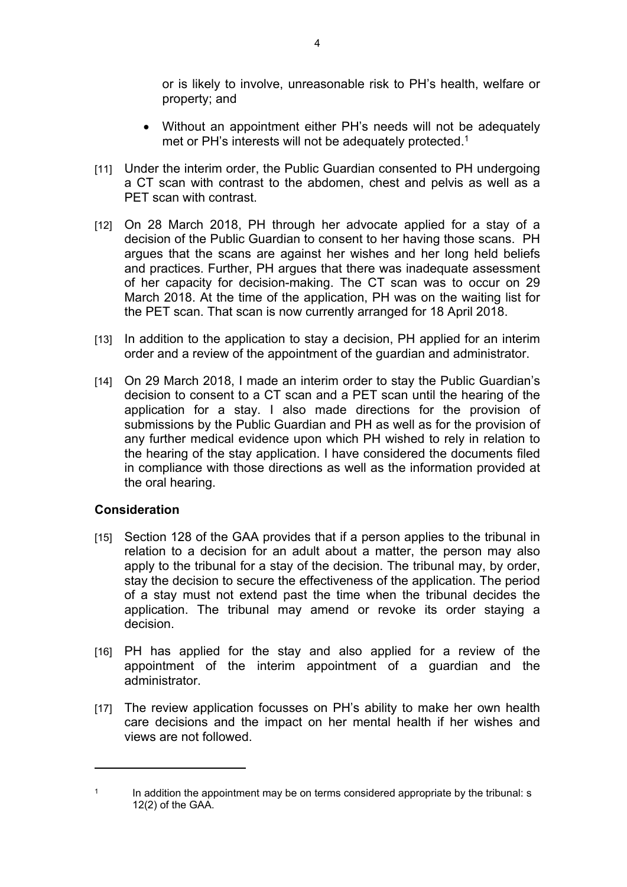or is likely to involve, unreasonable risk to PH's health, welfare or property; and

- Without an appointment either PH's needs will not be adequately met or PH's interests will not be adequately protected.[1]

[11] Under the interim order, the Public Guardian consented to PH undergoing a CT scan with contrast to the abdomen, chest and pelvis as well as a PET scan with contrast.

[12] On 28 March 2018, PH through her advocate applied for a stay of a decision of the Public Guardian to consent to her having those scans. PH argues that the scans are against her wishes and her long held beliefs and practices. Further, PH argues that there was inadequate assessment of her capacity for decision-making. The CT scan was to occur on 29 March 2018. At the time of the application, PH was on the waiting list for the PET scan. That scan is now currently arranged for 18 April 2018.

[13] In addition to the application to stay a decision, PH applied for an interim order and a review of the appointment of the guardian and administrator.

[14] On 29 March 2018, I made an interim order to stay the Public Guardian's decision to consent to a CT scan and a PET scan until the hearing of the application for a stay. I also made directions for the provision of submissions by the Public Guardian and PH as well as for the provision of any further medical evidence upon which PH wished to rely in relation to the hearing of the stay application. I have considered the documents filed in compliance with those directions as well as the information provided at the oral hearing.

## Consideration

[15] Section 128 of the GAA provides that if a person applies to the tribunal in relation to a decision for an adult about a matter, the person may also apply to the tribunal for a stay of the decision. The tribunal may, by order, stay the decision to secure the effectiveness of the application. The period of a stay must not extend past the time when the tribunal decides the application. The tribunal may amend or revoke its order staying a decision.

[16] PH has applied for the stay and also applied for a review of the appointment of the interim appointment of a guardian and the administrator.

[17] The review application focusses on PH's ability to make her own health care decisions and the impact on her mental health if her wishes and views are not followed.

---

[1] In addition the appointment may be on terms considered appropriate by the tribunal: s 12(2) of the GAA.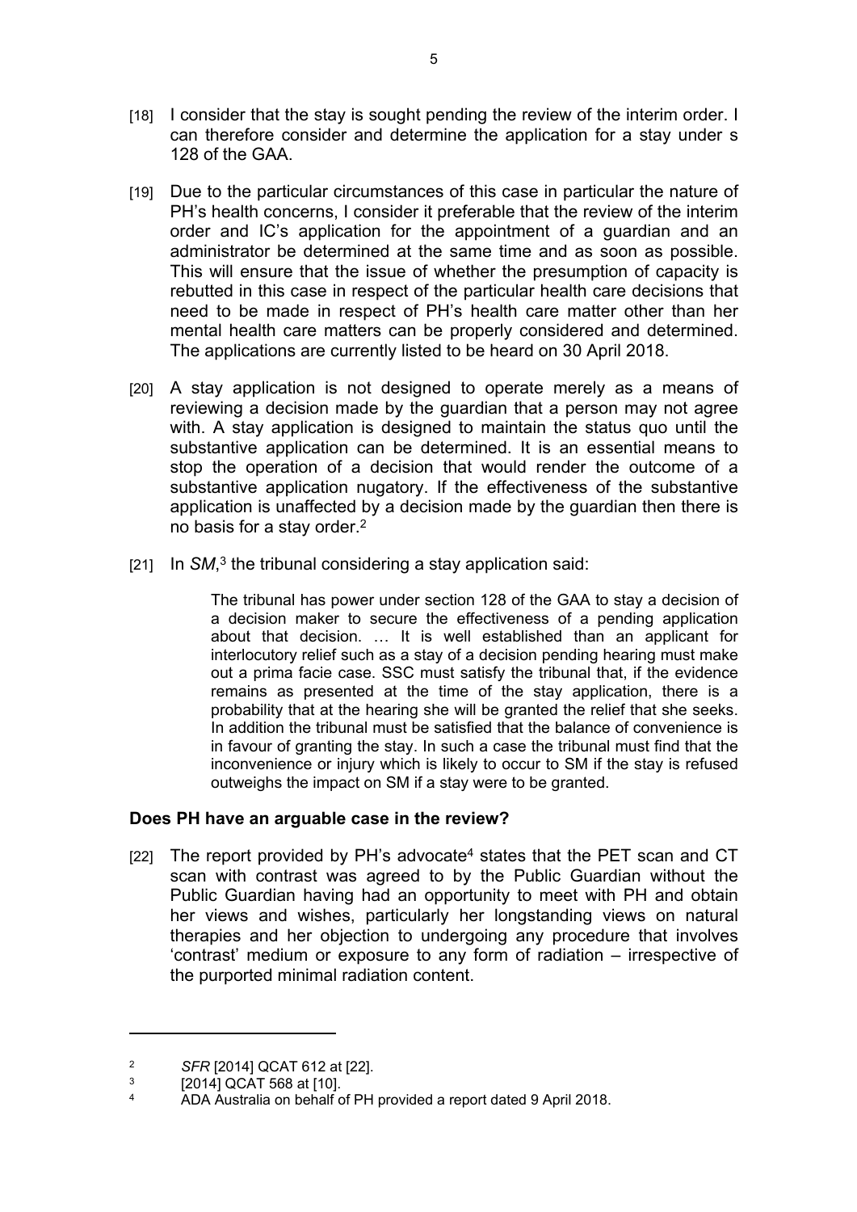[18] I consider that the stay is sought pending the review of the interim order. I can therefore consider and determine the application for a stay under s 128 of the GAA.

[19] Due to the particular circumstances of this case in particular the nature of PH's health concerns, I consider it preferable that the review of the interim order and IC's application for the appointment of a guardian and an administrator be determined at the same time and as soon as possible. This will ensure that the issue of whether the presumption of capacity is rebutted in this case in respect of the particular health care decisions that need to be made in respect of PH's health care matter other than her mental health care matters can be properly considered and determined. The applications are currently listed to be heard on 30 April 2018.

[20] A stay application is not designed to operate merely as a means of reviewing a decision made by the guardian that a person may not agree with. A stay application is designed to maintain the status quo until the substantive application can be determined. It is an essential means to stop the operation of a decision that would render the outcome of a substantive application nugatory. If the effectiveness of the substantive application is unaffected by a decision made by the guardian then there is no basis for a stay order.[2]

[21] In *SM*,[3] the tribunal considering a stay application said:

> The tribunal has power under section 128 of the GAA to stay a decision of a decision maker to secure the effectiveness of a pending application about that decision. … It is well established than an applicant for interlocutory relief such as a stay of a decision pending hearing must make out a prima facie case. SSC must satisfy the tribunal that, if the evidence remains as presented at the time of the stay application, there is a probability that at the hearing she will be granted the relief that she seeks. In addition the tribunal must be satisfied that the balance of convenience is in favour of granting the stay. In such a case the tribunal must find that the inconvenience or injury which is likely to occur to SM if the stay is refused outweighs the impact on SM if a stay were to be granted.

## Does PH have an arguable case in the review?

[22] The report provided by PH's advocate[4] states that the PET scan and CT scan with contrast was agreed to by the Public Guardian without the Public Guardian having had an opportunity to meet with PH and obtain her views and wishes, particularly her longstanding views on natural therapies and her objection to undergoing any procedure that involves 'contrast' medium or exposure to any form of radiation – irrespective of the purported minimal radiation content.

---

[2] *SFR* [2014] QCAT 612 at [22].

[3] [2014] QCAT 568 at [10].

[4] ADA Australia on behalf of PH provided a report dated 9 April 2018.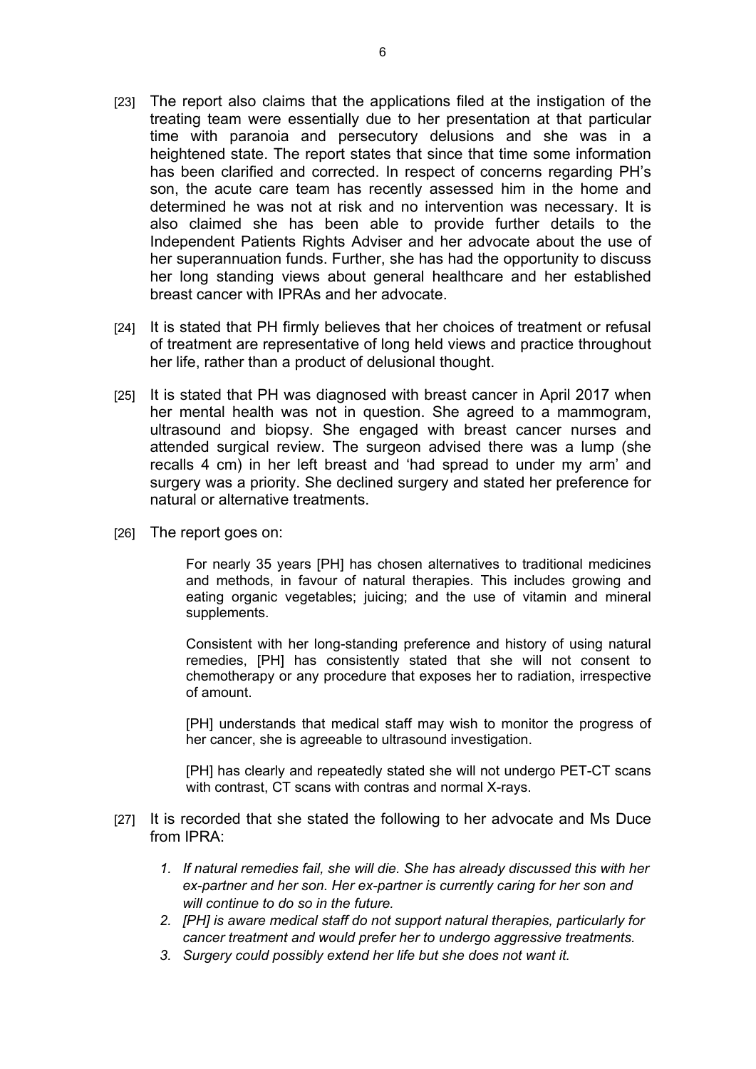[23] The report also claims that the applications filed at the instigation of the treating team were essentially due to her presentation at that particular time with paranoia and persecutory delusions and she was in a heightened state. The report states that since that time some information has been clarified and corrected. In respect of concerns regarding PH's son, the acute care team has recently assessed him in the home and determined he was not at risk and no intervention was necessary. It is also claimed she has been able to provide further details to the Independent Patients Rights Adviser and her advocate about the use of her superannuation funds. Further, she has had the opportunity to discuss her long standing views about general healthcare and her established breast cancer with IPRAs and her advocate.

[24] It is stated that PH firmly believes that her choices of treatment or refusal of treatment are representative of long held views and practice throughout her life, rather than a product of delusional thought.

[25] It is stated that PH was diagnosed with breast cancer in April 2017 when her mental health was not in question. She agreed to a mammogram, ultrasound and biopsy. She engaged with breast cancer nurses and attended surgical review. The surgeon advised there was a lump (she recalls 4 cm) in her left breast and 'had spread to under my arm' and surgery was a priority. She declined surgery and stated her preference for natural or alternative treatments.

[26] The report goes on:

> For nearly 35 years [PH] has chosen alternatives to traditional medicines and methods, in favour of natural therapies. This includes growing and eating organic vegetables; juicing; and the use of vitamin and mineral supplements.
>
> Consistent with her long-standing preference and history of using natural remedies, [PH] has consistently stated that she will not consent to chemotherapy or any procedure that exposes her to radiation, irrespective of amount.
>
> [PH] understands that medical staff may wish to monitor the progress of her cancer, she is agreeable to ultrasound investigation.
>
> [PH] has clearly and repeatedly stated she will not undergo PET-CT scans with contrast, CT scans with contras and normal X-rays.

[27] It is recorded that she stated the following to her advocate and Ms Duce from IPRA:

> 1. *If natural remedies fail, she will die. She has already discussed this with her ex-partner and her son. Her ex-partner is currently caring for her son and will continue to do so in the future.*
> 2. *[PH] is aware medical staff do not support natural therapies, particularly for cancer treatment and would prefer her to undergo aggressive treatments.*
> 3. *Surgery could possibly extend her life but she does not want it.*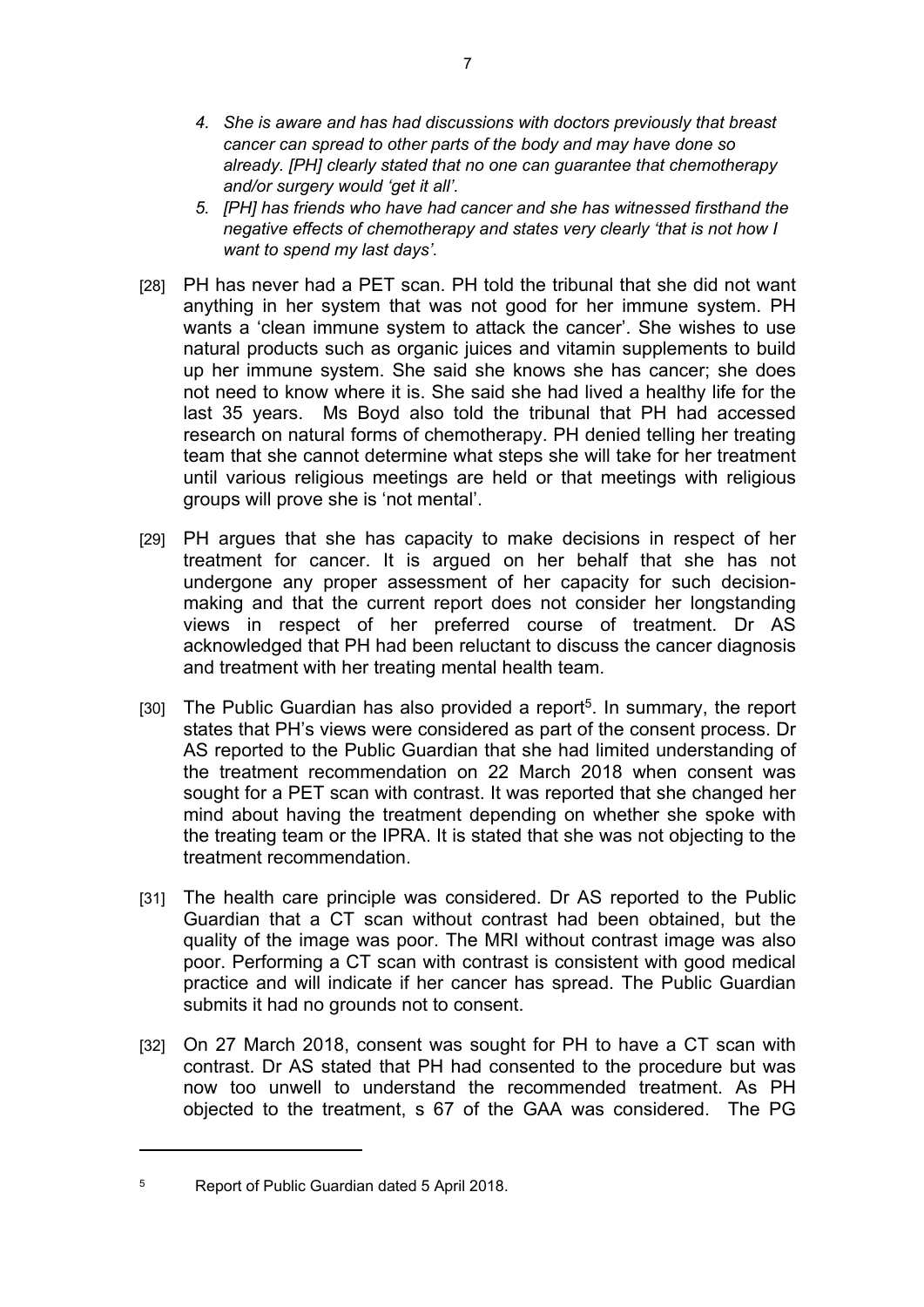*4. She is aware and has had discussions with doctors previously that breast cancer can spread to other parts of the body and may have done so already. [PH] clearly stated that no one can guarantee that chemotherapy and/or surgery would 'get it all'.*

*5. [PH] has friends who have had cancer and she has witnessed firsthand the negative effects of chemotherapy and states very clearly 'that is not how I want to spend my last days'.*

[28] PH has never had a PET scan. PH told the tribunal that she did not want anything in her system that was not good for her immune system. PH wants a 'clean immune system to attack the cancer'. She wishes to use natural products such as organic juices and vitamin supplements to build up her immune system. She said she knows she has cancer; she does not need to know where it is. She said she had lived a healthy life for the last 35 years. Ms Boyd also told the tribunal that PH had accessed research on natural forms of chemotherapy. PH denied telling her treating team that she cannot determine what steps she will take for her treatment until various religious meetings are held or that meetings with religious groups will prove she is 'not mental'.

[29] PH argues that she has capacity to make decisions in respect of her treatment for cancer. It is argued on her behalf that she has not undergone any proper assessment of her capacity for such decision-making and that the current report does not consider her longstanding views in respect of her preferred course of treatment. Dr AS acknowledged that PH had been reluctant to discuss the cancer diagnosis and treatment with her treating mental health team.

[30] The Public Guardian has also provided a report[5]. In summary, the report states that PH's views were considered as part of the consent process. Dr AS reported to the Public Guardian that she had limited understanding of the treatment recommendation on 22 March 2018 when consent was sought for a PET scan with contrast. It was reported that she changed her mind about having the treatment depending on whether she spoke with the treating team or the IPRA. It is stated that she was not objecting to the treatment recommendation.

[31] The health care principle was considered. Dr AS reported to the Public Guardian that a CT scan without contrast had been obtained, but the quality of the image was poor. The MRI without contrast image was also poor. Performing a CT scan with contrast is consistent with good medical practice and will indicate if her cancer has spread. The Public Guardian submits it had no grounds not to consent.

[32] On 27 March 2018, consent was sought for PH to have a CT scan with contrast. Dr AS stated that PH had consented to the procedure but was now too unwell to understand the recommended treatment. As PH objected to the treatment, s 67 of the GAA was considered. The PG

---

[5] Report of Public Guardian dated 5 April 2018.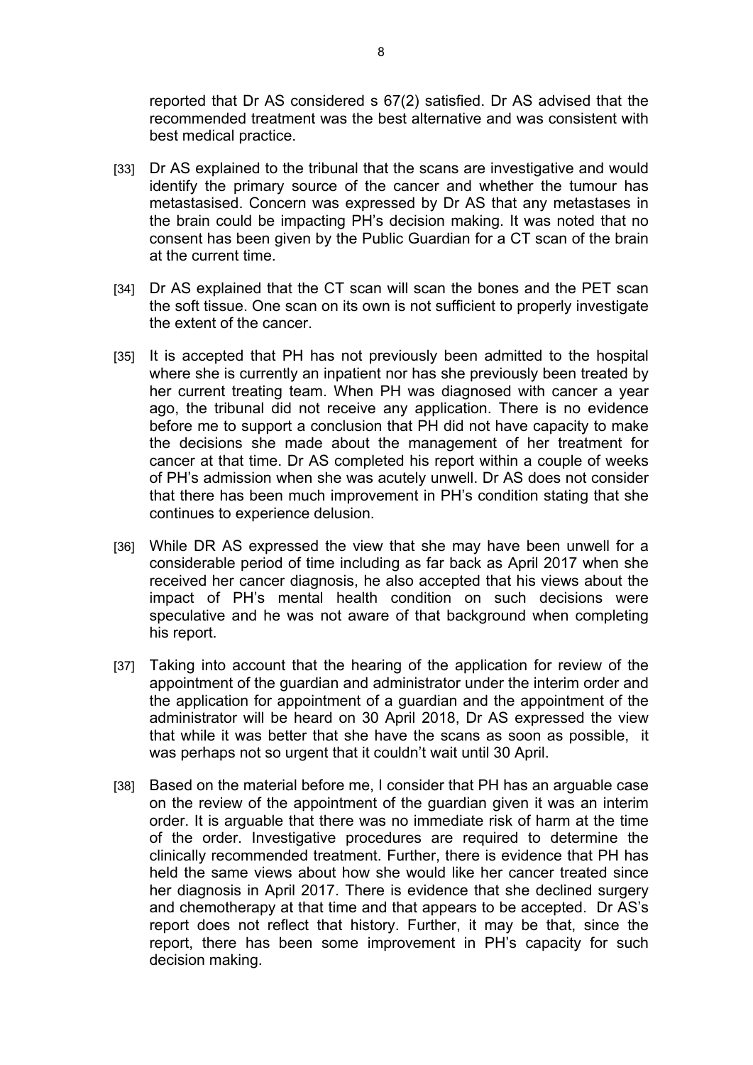reported that Dr AS considered s 67(2) satisfied. Dr AS advised that the recommended treatment was the best alternative and was consistent with best medical practice.

[33] Dr AS explained to the tribunal that the scans are investigative and would identify the primary source of the cancer and whether the tumour has metastasised. Concern was expressed by Dr AS that any metastases in the brain could be impacting PH's decision making. It was noted that no consent has been given by the Public Guardian for a CT scan of the brain at the current time.

[34] Dr AS explained that the CT scan will scan the bones and the PET scan the soft tissue. One scan on its own is not sufficient to properly investigate the extent of the cancer.

[35] It is accepted that PH has not previously been admitted to the hospital where she is currently an inpatient nor has she previously been treated by her current treating team. When PH was diagnosed with cancer a year ago, the tribunal did not receive any application. There is no evidence before me to support a conclusion that PH did not have capacity to make the decisions she made about the management of her treatment for cancer at that time. Dr AS completed his report within a couple of weeks of PH's admission when she was acutely unwell. Dr AS does not consider that there has been much improvement in PH's condition stating that she continues to experience delusion.

[36] While DR AS expressed the view that she may have been unwell for a considerable period of time including as far back as April 2017 when she received her cancer diagnosis, he also accepted that his views about the impact of PH's mental health condition on such decisions were speculative and he was not aware of that background when completing his report.

[37] Taking into account that the hearing of the application for review of the appointment of the guardian and administrator under the interim order and the application for appointment of a guardian and the appointment of the administrator will be heard on 30 April 2018, Dr AS expressed the view that while it was better that she have the scans as soon as possible, it was perhaps not so urgent that it couldn't wait until 30 April.

[38] Based on the material before me, I consider that PH has an arguable case on the review of the appointment of the guardian given it was an interim order. It is arguable that there was no immediate risk of harm at the time of the order. Investigative procedures are required to determine the clinically recommended treatment. Further, there is evidence that PH has held the same views about how she would like her cancer treated since her diagnosis in April 2017. There is evidence that she declined surgery and chemotherapy at that time and that appears to be accepted. Dr AS's report does not reflect that history. Further, it may be that, since the report, there has been some improvement in PH's capacity for such decision making.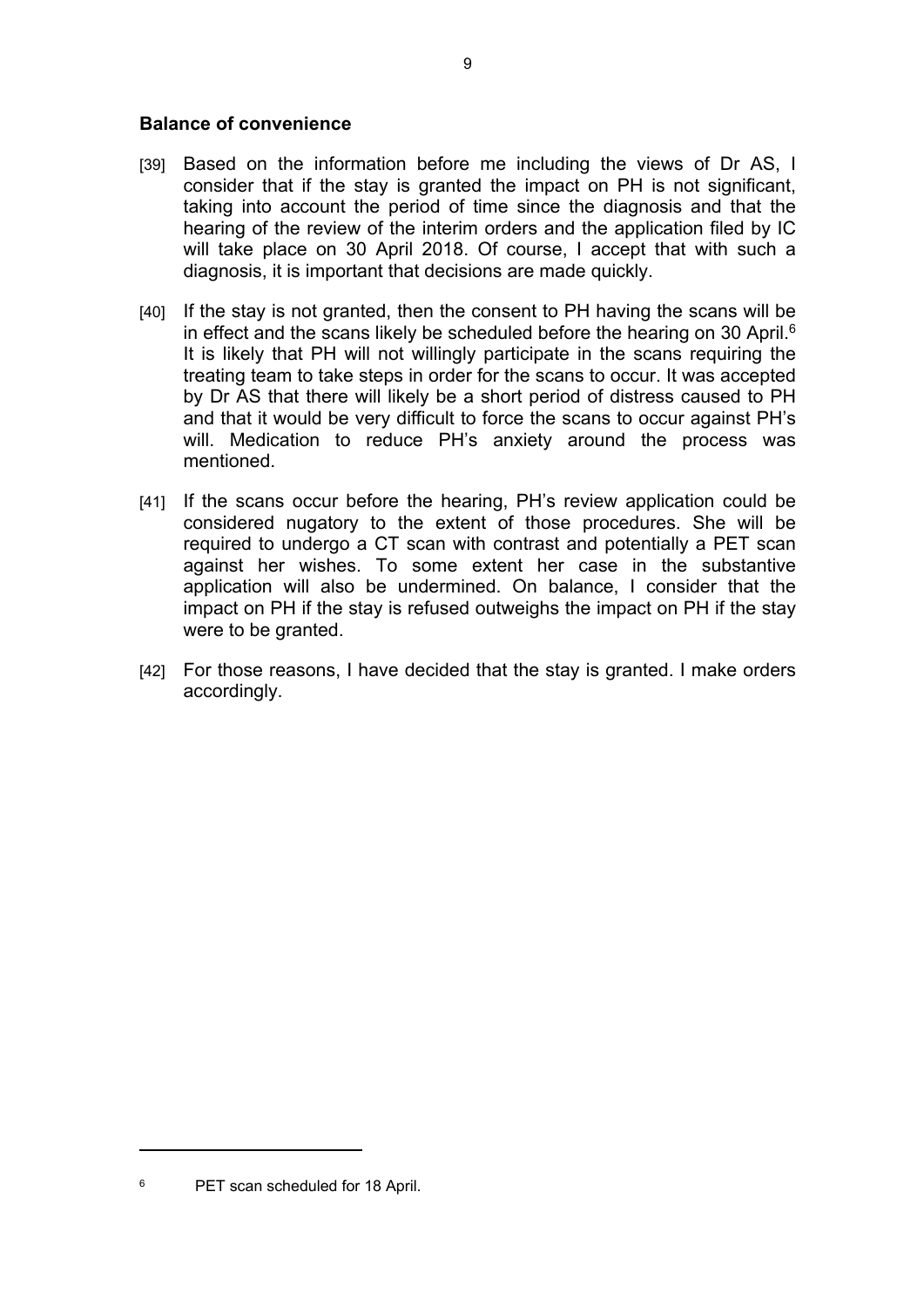**Balance of convenience**

[39] Based on the information before me including the views of Dr AS, I consider that if the stay is granted the impact on PH is not significant, taking into account the period of time since the diagnosis and that the hearing of the review of the interim orders and the application filed by IC will take place on 30 April 2018. Of course, I accept that with such a diagnosis, it is important that decisions are made quickly.

[40] If the stay is not granted, then the consent to PH having the scans will be in effect and the scans likely be scheduled before the hearing on 30 April.[6] It is likely that PH will not willingly participate in the scans requiring the treating team to take steps in order for the scans to occur. It was accepted by Dr AS that there will likely be a short period of distress caused to PH and that it would be very difficult to force the scans to occur against PH's will. Medication to reduce PH's anxiety around the process was mentioned.

[41] If the scans occur before the hearing, PH's review application could be considered nugatory to the extent of those procedures. She will be required to undergo a CT scan with contrast and potentially a PET scan against her wishes. To some extent her case in the substantive application will also be undermined. On balance, I consider that the impact on PH if the stay is refused outweighs the impact on PH if the stay were to be granted.

[42] For those reasons, I have decided that the stay is granted. I make orders accordingly.

---

[6] PET scan scheduled for 18 April.